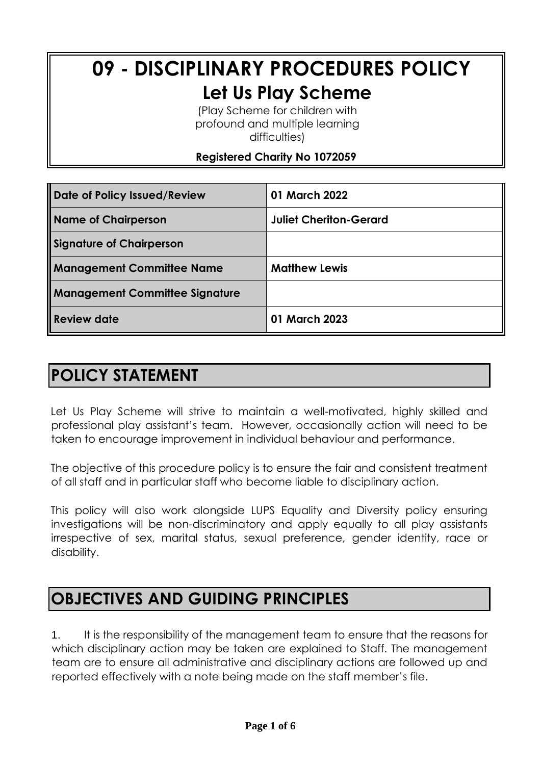# 09 - DISCIPLINARY PROCEDURES POLICY

## Let Us Play Scheme

(Play Scheme for children with profound and multiple learning difficulties)

**Registered Charity No 1072059**

| Date of Policy Issued/Review | 01 March 2022 |
|---|---|
| Name of Chairperson | Juliet Cheriton-Gerard |
| Signature of Chairperson | |
| Management Committee Name | Matthew Lewis |
| Management Committee Signature | |
| Review date | 01 March 2023 |

## POLICY STATEMENT

Let Us Play Scheme will strive to maintain a well-motivated, highly skilled and professional play assistant's team. However, occasionally action will need to be taken to encourage improvement in individual behaviour and performance.

The objective of this procedure policy is to ensure the fair and consistent treatment of all staff and in particular staff who become liable to disciplinary action.

This policy will also work alongside LUPS Equality and Diversity policy ensuring investigations will be non-discriminatory and apply equally to all play assistants irrespective of sex, marital status, sexual preference, gender identity, race or disability.

## OBJECTIVES AND GUIDING PRINCIPLES

1. It is the responsibility of the management team to ensure that the reasons for which disciplinary action may be taken are explained to Staff. The management team are to ensure all administrative and disciplinary actions are followed up and reported effectively with a note being made on the staff member's file.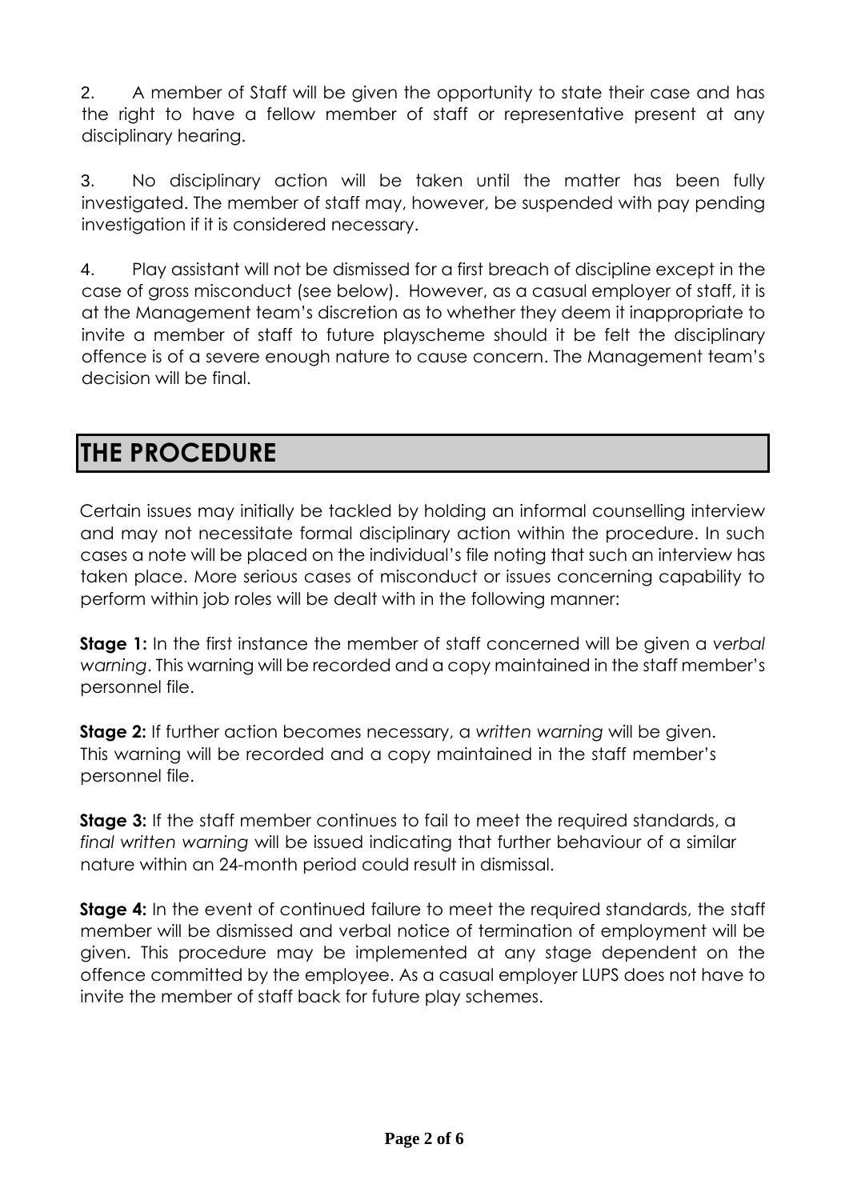2. A member of Staff will be given the opportunity to state their case and has the right to have a fellow member of staff or representative present at any disciplinary hearing.

3. No disciplinary action will be taken until the matter has been fully investigated. The member of staff may, however, be suspended with pay pending investigation if it is considered necessary.

4. Play assistant will not be dismissed for a first breach of discipline except in the case of gross misconduct (see below). However, as a casual employer of staff, it is at the Management team's discretion as to whether they deem it inappropriate to invite a member of staff to future playscheme should it be felt the disciplinary offence is of a severe enough nature to cause concern. The Management team's decision will be final.

## THE PROCEDURE

Certain issues may initially be tackled by holding an informal counselling interview and may not necessitate formal disciplinary action within the procedure. In such cases a note will be placed on the individual's file noting that such an interview has taken place. More serious cases of misconduct or issues concerning capability to perform within job roles will be dealt with in the following manner:

**Stage 1:** In the first instance the member of staff concerned will be given a *verbal warning*. This warning will be recorded and a copy maintained in the staff member's personnel file.

**Stage 2:** If further action becomes necessary, a *written warning* will be given. This warning will be recorded and a copy maintained in the staff member's personnel file.

**Stage 3:** If the staff member continues to fail to meet the required standards, a *final written warning* will be issued indicating that further behaviour of a similar nature within an 24-month period could result in dismissal.

**Stage 4:** In the event of continued failure to meet the required standards, the staff member will be dismissed and verbal notice of termination of employment will be given. This procedure may be implemented at any stage dependent on the offence committed by the employee. As a casual employer LUPS does not have to invite the member of staff back for future play schemes.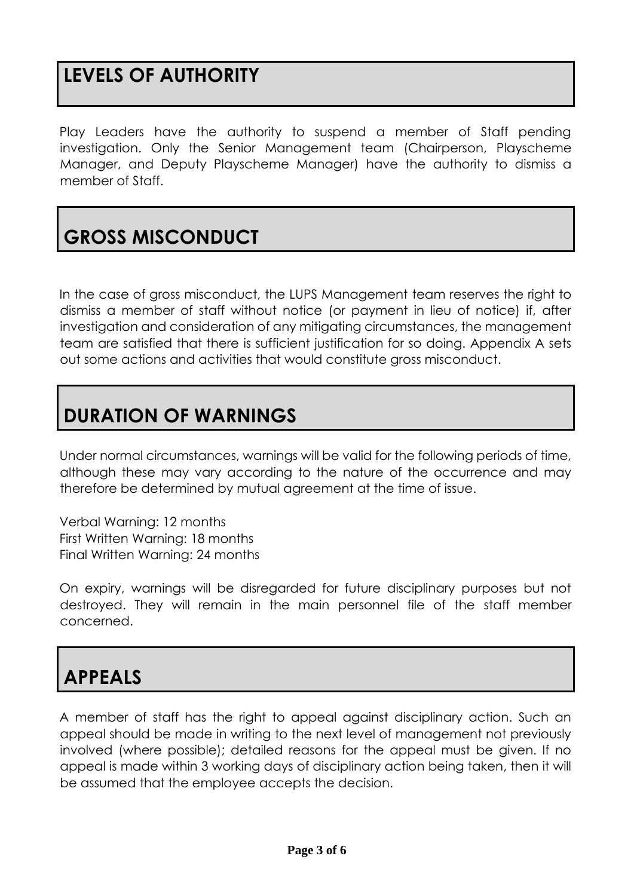## LEVELS OF AUTHORITY

Play Leaders have the authority to suspend a member of Staff pending investigation. Only the Senior Management team (Chairperson, Playscheme Manager, and Deputy Playscheme Manager) have the authority to dismiss a member of Staff.

## GROSS MISCONDUCT

In the case of gross misconduct, the LUPS Management team reserves the right to dismiss a member of staff without notice (or payment in lieu of notice) if, after investigation and consideration of any mitigating circumstances, the management team are satisfied that there is sufficient justification for so doing. Appendix A sets out some actions and activities that would constitute gross misconduct.

## DURATION OF WARNINGS

Under normal circumstances, warnings will be valid for the following periods of time, although these may vary according to the nature of the occurrence and may therefore be determined by mutual agreement at the time of issue.

Verbal Warning: 12 months
First Written Warning: 18 months
Final Written Warning: 24 months

On expiry, warnings will be disregarded for future disciplinary purposes but not destroyed. They will remain in the main personnel file of the staff member concerned.

## APPEALS

A member of staff has the right to appeal against disciplinary action. Such an appeal should be made in writing to the next level of management not previously involved (where possible); detailed reasons for the appeal must be given. If no appeal is made within 3 working days of disciplinary action being taken, then it will be assumed that the employee accepts the decision.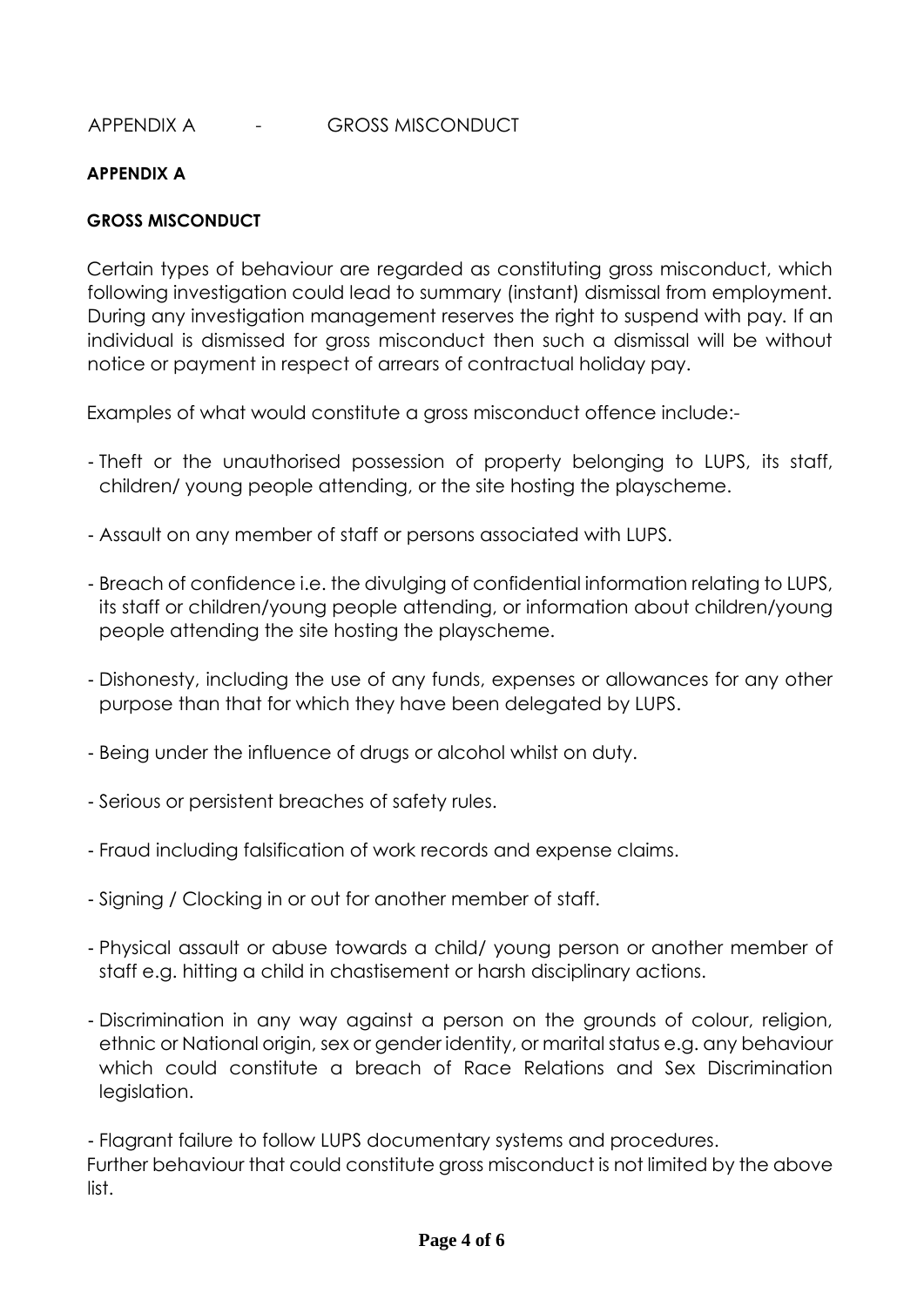APPENDIX A - GROSS MISCONDUCT

**APPENDIX A**

**GROSS MISCONDUCT**

Certain types of behaviour are regarded as constituting gross misconduct, which following investigation could lead to summary (instant) dismissal from employment. During any investigation management reserves the right to suspend with pay. If an individual is dismissed for gross misconduct then such a dismissal will be without notice or payment in respect of arrears of contractual holiday pay.

Examples of what would constitute a gross misconduct offence include:-

- Theft or the unauthorised possession of property belonging to LUPS, its staff, children/ young people attending, or the site hosting the playscheme.
- Assault on any member of staff or persons associated with LUPS.
- Breach of confidence i.e. the divulging of confidential information relating to LUPS, its staff or children/young people attending, or information about children/young people attending the site hosting the playscheme.
- Dishonesty, including the use of any funds, expenses or allowances for any other purpose than that for which they have been delegated by LUPS.
- Being under the influence of drugs or alcohol whilst on duty.
- Serious or persistent breaches of safety rules.
- Fraud including falsification of work records and expense claims.
- Signing / Clocking in or out for another member of staff.
- Physical assault or abuse towards a child/ young person or another member of staff e.g. hitting a child in chastisement or harsh disciplinary actions.
- Discrimination in any way against a person on the grounds of colour, religion, ethnic or National origin, sex or gender identity, or marital status e.g. any behaviour which could constitute a breach of Race Relations and Sex Discrimination legislation.
- Flagrant failure to follow LUPS documentary systems and procedures.

Further behaviour that could constitute gross misconduct is not limited by the above list.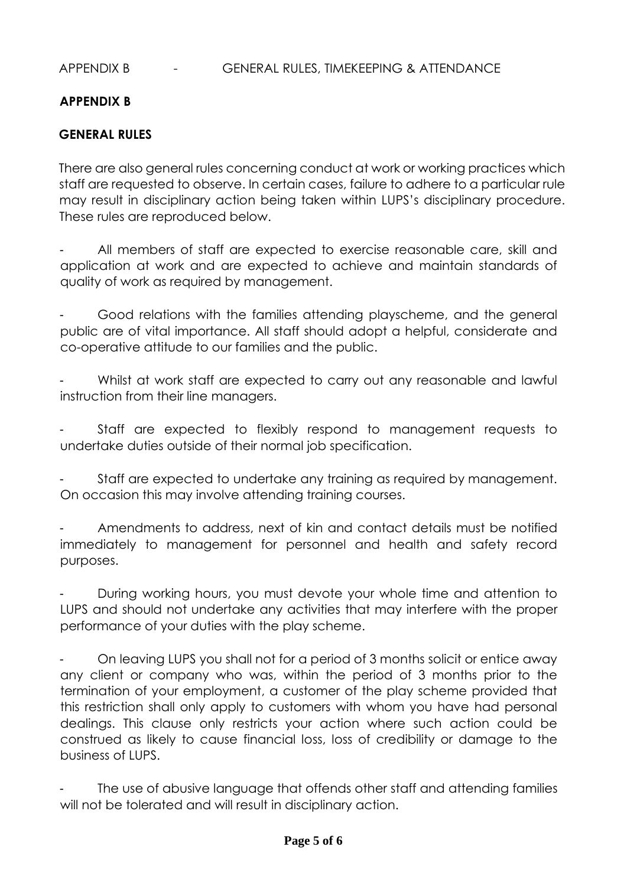## APPENDIX B

### GENERAL RULES

There are also general rules concerning conduct at work or working practices which staff are requested to observe. In certain cases, failure to adhere to a particular rule may result in disciplinary action being taken within LUPS's disciplinary procedure. These rules are reproduced below.

- All members of staff are expected to exercise reasonable care, skill and application at work and are expected to achieve and maintain standards of quality of work as required by management.

- Good relations with the families attending playscheme, and the general public are of vital importance. All staff should adopt a helpful, considerate and co-operative attitude to our families and the public.

- Whilst at work staff are expected to carry out any reasonable and lawful instruction from their line managers.

- Staff are expected to flexibly respond to management requests to undertake duties outside of their normal job specification.

- Staff are expected to undertake any training as required by management. On occasion this may involve attending training courses.

- Amendments to address, next of kin and contact details must be notified immediately to management for personnel and health and safety record purposes.

- During working hours, you must devote your whole time and attention to LUPS and should not undertake any activities that may interfere with the proper performance of your duties with the play scheme.

- On leaving LUPS you shall not for a period of 3 months solicit or entice away any client or company who was, within the period of 3 months prior to the termination of your employment, a customer of the play scheme provided that this restriction shall only apply to customers with whom you have had personal dealings. This clause only restricts your action where such action could be construed as likely to cause financial loss, loss of credibility or damage to the business of LUPS.

- The use of abusive language that offends other staff and attending families will not be tolerated and will result in disciplinary action.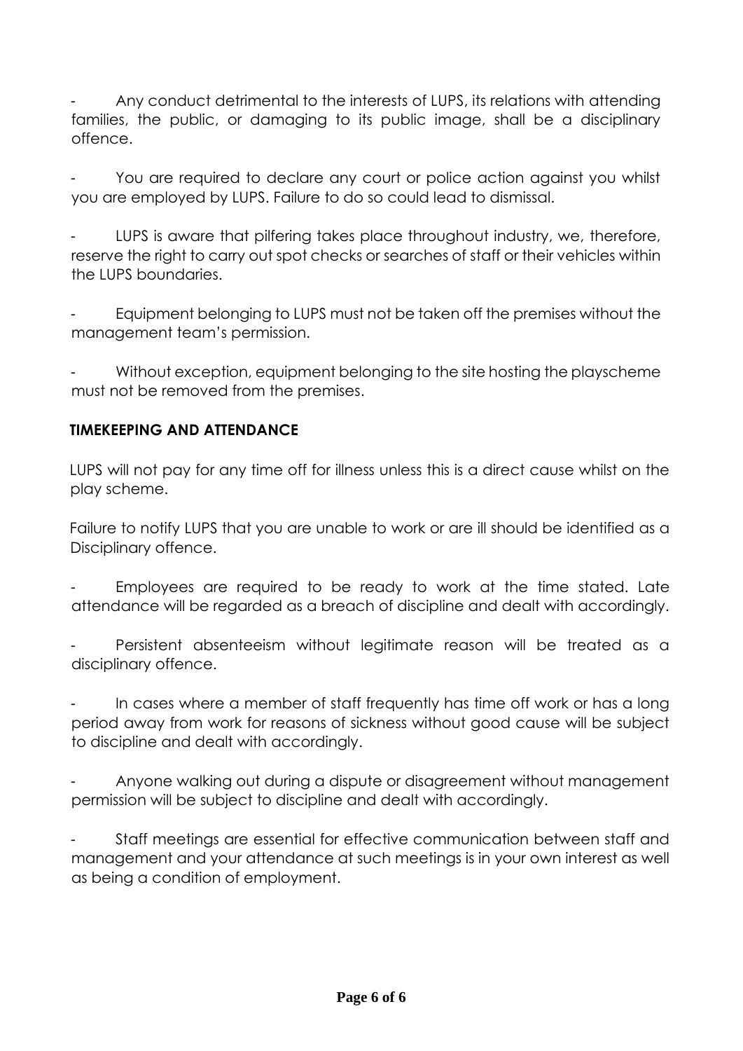- Any conduct detrimental to the interests of LUPS, its relations with attending families, the public, or damaging to its public image, shall be a disciplinary offence.
- You are required to declare any court or police action against you whilst you are employed by LUPS. Failure to do so could lead to dismissal.
- LUPS is aware that pilfering takes place throughout industry, we, therefore, reserve the right to carry out spot checks or searches of staff or their vehicles within the LUPS boundaries.
- Equipment belonging to LUPS must not be taken off the premises without the management team's permission.
- Without exception, equipment belonging to the site hosting the playscheme must not be removed from the premises.

## TIMEKEEPING AND ATTENDANCE

LUPS will not pay for any time off for illness unless this is a direct cause whilst on the play scheme.

Failure to notify LUPS that you are unable to work or are ill should be identified as a Disciplinary offence.

- Employees are required to be ready to work at the time stated. Late attendance will be regarded as a breach of discipline and dealt with accordingly.
- Persistent absenteeism without legitimate reason will be treated as a disciplinary offence.
- In cases where a member of staff frequently has time off work or has a long period away from work for reasons of sickness without good cause will be subject to discipline and dealt with accordingly.
- Anyone walking out during a dispute or disagreement without management permission will be subject to discipline and dealt with accordingly.
- Staff meetings are essential for effective communication between staff and management and your attendance at such meetings is in your own interest as well as being a condition of employment.